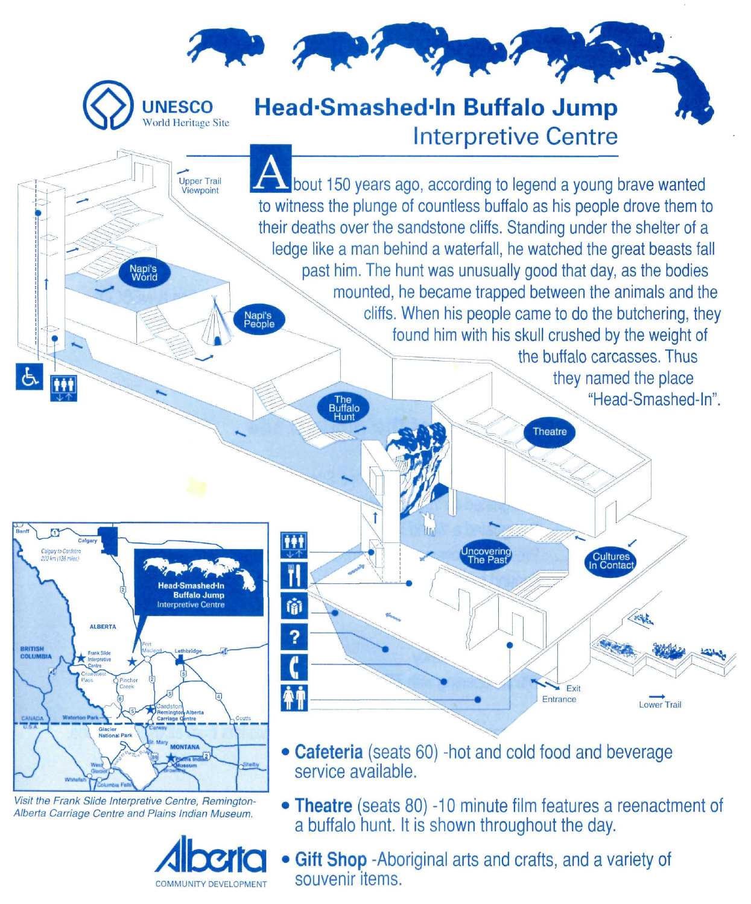UNESCO
World Heritage Site

# Head-Smashed-In Buffalo Jump
## Interpretive Centre

About 150 years ago, according to legend a young brave wanted to witness the plunge of countless buffalo as his people drove them to their deaths over the sandstone cliffs. Standing under the shelter of a ledge like a man behind a waterfall, he watched the great beasts fall past him. The hunt was unusually good that day, as the bodies mounted, he became trapped between the animals and the cliffs. When his people came to do the butchering, they found him with his skull crushed by the weight of the buffalo carcasses. Thus they named the place "Head-Smashed-In".

Upper Trail Viewpoint

Napi's World

Napi's People

The Buffalo Hunt

Theatre

Uncovering The Past

Cultures In Contact

Exit

Entrance

Lower Trail

*Visit the Frank Slide Interpretive Centre, Remington-Alberta Carriage Centre and Plains Indian Museum.*

- **Cafeteria** (seats 60) -hot and cold food and beverage service available.
- **Theatre** (seats 80) -10 minute film features a reenactment of a buffalo hunt. It is shown throughout the day.
- **Gift Shop** -Aboriginal arts and crafts, and a variety of souvenir items.

Alberta
COMMUNITY DEVELOPMENT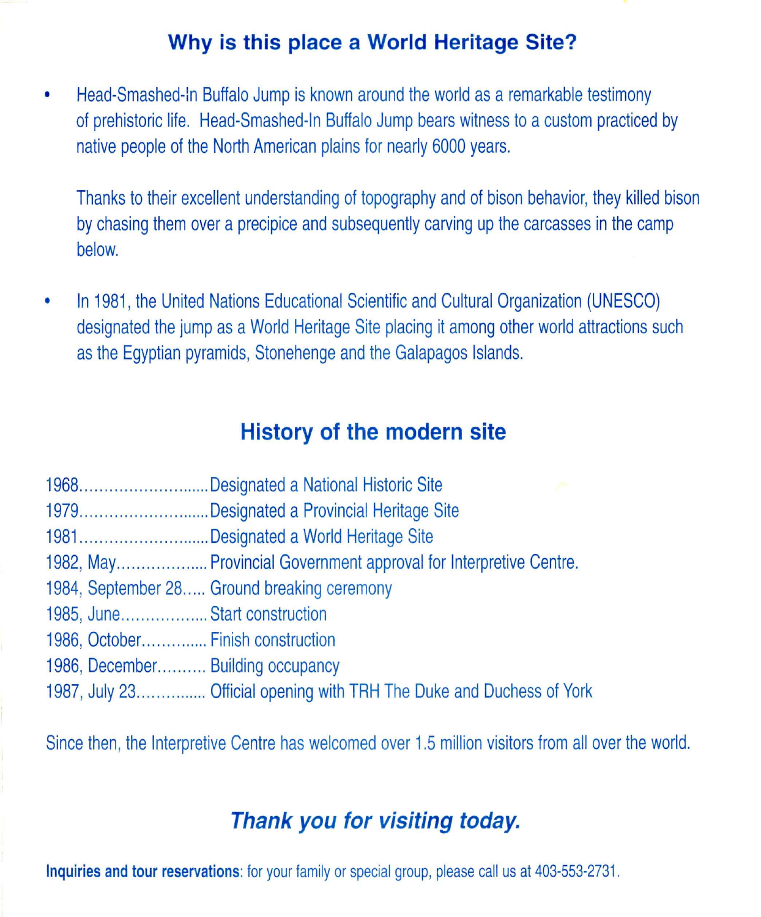## Why is this place a World Heritage Site?

- Head-Smashed-In Buffalo Jump is known around the world as a remarkable testimony of prehistoric life. Head-Smashed-In Buffalo Jump bears witness to a custom practiced by native people of the North American plains for nearly 6000 years.

  Thanks to their excellent understanding of topography and of bison behavior, they killed bison by chasing them over a precipice and subsequently carving up the carcasses in the camp below.

- In 1981, the United Nations Educational Scientific and Cultural Organization (UNESCO) designated the jump as a World Heritage Site placing it among other world attractions such as the Egyptian pyramids, Stonehenge and the Galapagos Islands.

## History of the modern site

1968............................Designated a National Historic Site
1979............................Designated a Provincial Heritage Site
1981............................Designated a World Heritage Site
1982, May...................Provincial Government approval for Interpretive Centre.
1984, September 28..... Ground breaking ceremony
1985, June................. Start construction
1986, October.............. Finish construction
1986, December.......... Building occupancy
1987, July 23............... Official opening with TRH The Duke and Duchess of York

Since then, the Interpretive Centre has welcomed over 1.5 million visitors from all over the world.

### *Thank you for visiting today.*

**Inquiries and tour reservations**: for your family or special group, please call us at 403-553-2731.